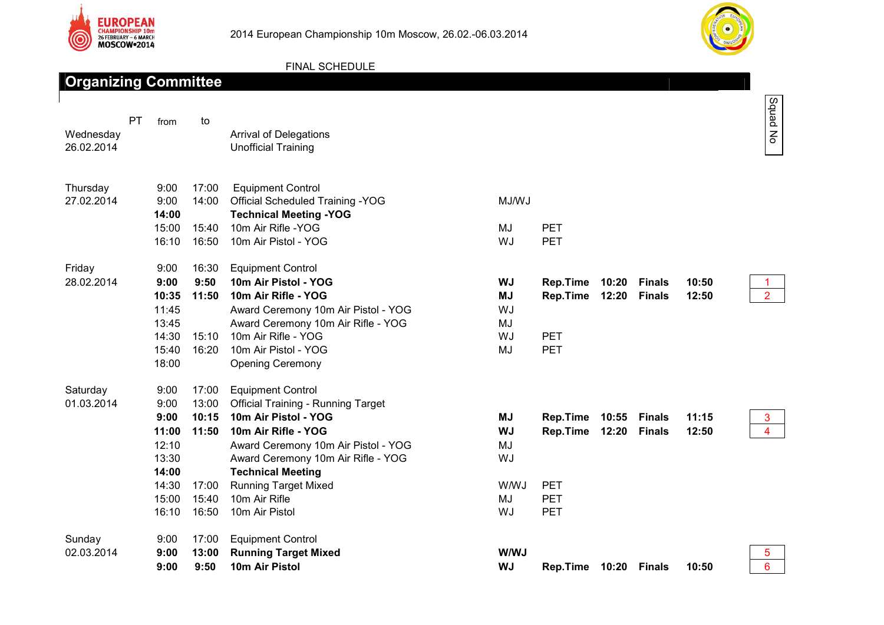2014 European Championship 10m Moscow, 26.02.-06.03.2014

FINAL SCHEDULE

## Organizing Committee

| | PT | from | to | | | | | | | | Squad No |
|---|---|---|---|---|---|---|---|---|---|---|---|
| Wednesday 26.02.2014 | | | | Arrival of Delegations | | | | | | | |
| | | | | Unofficial Training | | | | | | | |
| Thursday 27.02.2014 | | 9:00 | 17:00 | Equipment Control | | | | | | | |
| | | 9:00 | 14:00 | Official Scheduled Training -YOG | MJ/WJ | | | | | | |
| | | **14:00** | | **Technical Meeting -YOG** | | | | | | | |
| | | 15:00 | 15:40 | 10m Air Rifle -YOG | MJ | PET | | | | | |
| | | 16:10 | 16:50 | 10m Air Pistol - YOG | WJ | PET | | | | | |
| Friday 28.02.2014 | | 9:00 | 16:30 | Equipment Control | | | | | | | |
| | | **9:00** | **9:50** | **10m Air Pistol - YOG** | **WJ** | **Rep.Time** | **10:20** | **Finals** | **10:50** | | 1 |
| | | **10:35** | **11:50** | **10m Air Rifle - YOG** | **MJ** | **Rep.Time** | **12:20** | **Finals** | **12:50** | | 2 |
| | | 11:45 | | Award Ceremony 10m Air Pistol - YOG | WJ | | | | | | |
| | | 13:45 | | Award Ceremony 10m Air Rifle - YOG | MJ | | | | | | |
| | | 14:30 | 15:10 | 10m Air Rifle - YOG | WJ | PET | | | | | |
| | | 15:40 | 16:20 | 10m Air Pistol - YOG | MJ | PET | | | | | |
| | | 18:00 | | Opening Ceremony | | | | | | | |
| Saturday 01.03.2014 | | 9:00 | 17:00 | Equipment Control | | | | | | | |
| | | 9:00 | 13:00 | Official Training - Running Target | | | | | | | |
| | | **9:00** | **10:15** | **10m Air Pistol - YOG** | **MJ** | **Rep.Time** | **10:55** | **Finals** | **11:15** | | 3 |
| | | **11:00** | **11:50** | **10m Air Rifle - YOG** | **WJ** | **Rep.Time** | **12:20** | **Finals** | **12:50** | | 4 |
| | | 12:10 | | Award Ceremony 10m Air Pistol - YOG | MJ | | | | | | |
| | | 13:30 | | Award Ceremony 10m Air Rifle - YOG | WJ | | | | | | |
| | | **14:00** | | **Technical Meeting** | | | | | | | |
| | | 14:30 | 17:00 | Running Target Mixed | W/WJ | PET | | | | | |
| | | 15:00 | 15:40 | 10m Air Rifle | MJ | PET | | | | | |
| | | 16:10 | 16:50 | 10m Air Pistol | WJ | PET | | | | | |
| Sunday 02.03.2014 | | 9:00 | 17:00 | Equipment Control | | | | | | | |
| | | **9:00** | **13:00** | **Running Target Mixed** | **W/WJ** | | | | | | 5 |
| | | **9:00** | **9:50** | **10m Air Pistol** | **WJ** | **Rep.Time** | **10:20** | **Finals** | **10:50** | | 6 |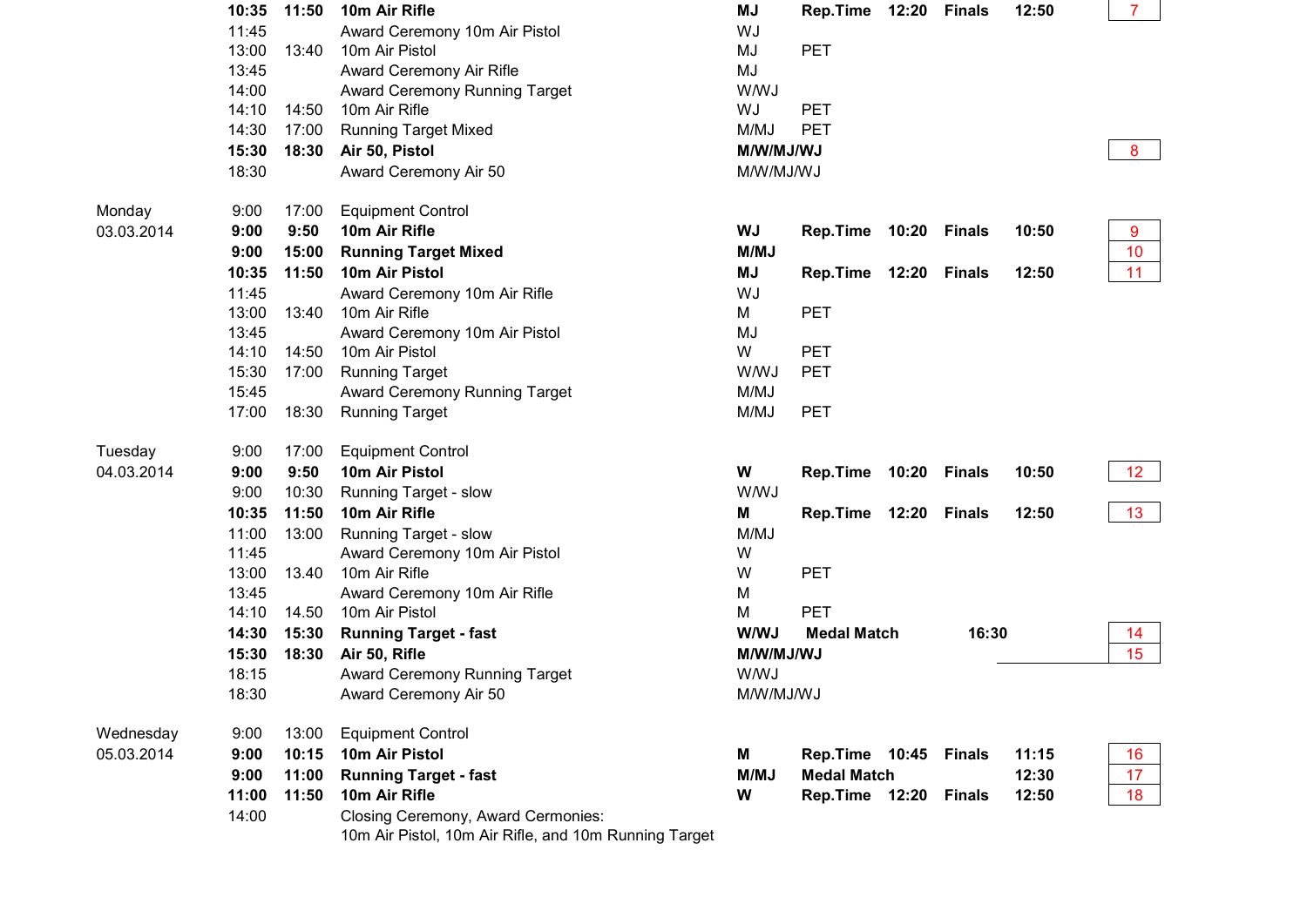| Day | Start | End | Event | Class | | | | | | No. |
|---|---|---|---|---|---|---|---|---|---|---|
| | **10:35** | **11:50** | **10m Air Rifle** | **MJ** | **Rep.Time** | **12:20** | **Finals** | **12:50** | | 7 |
| | 11:45 | | Award Ceremony 10m Air Pistol | WJ | | | | | | |
| | 13:00 | 13:40 | 10m Air Pistol | MJ | PET | | | | | |
| | 13:45 | | Award Ceremony Air Rifle | MJ | | | | | | |
| | 14:00 | | Award Ceremony Running Target | W/WJ | | | | | | |
| | 14:10 | 14:50 | 10m Air Rifle | WJ | PET | | | | | |
| | 14:30 | 17:00 | Running Target Mixed | M/MJ | PET | | | | | |
| | **15:30** | **18:30** | **Air 50, Pistol** | **M/W/MJ/WJ** | | | | | | 8 |
| | 18:30 | | Award Ceremony Air 50 | M/W/MJ/WJ | | | | | | |
| Monday | 9:00 | 17:00 | Equipment Control | | | | | | | |
| 03.03.2014 | **9:00** | **9:50** | **10m Air Rifle** | **WJ** | **Rep.Time** | **10:20** | **Finals** | **10:50** | | 9 |
| | **9:00** | **15:00** | **Running Target Mixed** | **M/MJ** | | | | | | 10 |
| | **10:35** | **11:50** | **10m Air Pistol** | **MJ** | **Rep.Time** | **12:20** | **Finals** | **12:50** | | 11 |
| | 11:45 | | Award Ceremony 10m Air Rifle | WJ | | | | | | |
| | 13:00 | 13:40 | 10m Air Rifle | M | PET | | | | | |
| | 13:45 | | Award Ceremony 10m Air Pistol | MJ | | | | | | |
| | 14:10 | 14:50 | 10m Air Pistol | W | PET | | | | | |
| | 15:30 | 17:00 | Running Target | W/WJ | PET | | | | | |
| | 15:45 | | Award Ceremony Running Target | M/MJ | | | | | | |
| | 17:00 | 18:30 | Running Target | M/MJ | PET | | | | | |
| Tuesday | 9:00 | 17:00 | Equipment Control | | | | | | | |
| 04.03.2014 | **9:00** | **9:50** | **10m Air Pistol** | **W** | **Rep.Time** | **10:20** | **Finals** | **10:50** | | 12 |
| | 9:00 | 10:30 | Running Target - slow | W/WJ | | | | | | |
| | **10:35** | **11:50** | **10m Air Rifle** | **M** | **Rep.Time** | **12:20** | **Finals** | **12:50** | | 13 |
| | 11:00 | 13:00 | Running Target - slow | M/MJ | | | | | | |
| | 11:45 | | Award Ceremony 10m Air Pistol | W | | | | | | |
| | 13:00 | 13.40 | 10m Air Rifle | W | PET | | | | | |
| | 13:45 | | Award Ceremony 10m Air Rifle | M | | | | | | |
| | 14:10 | 14.50 | 10m Air Pistol | M | PET | | | | | |
| | **14:30** | **15:30** | **Running Target - fast** | **W/WJ** | **Medal Match** | | | **16:30** | | 14 |
| | **15:30** | **18:30** | **Air 50, Rifle** | **M/W/MJ/WJ** | | | | | | 15 |
| | 18:15 | | Award Ceremony Running Target | W/WJ | | | | | | |
| | 18:30 | | Award Ceremony Air 50 | M/W/MJ/WJ | | | | | | |
| Wednesday | 9:00 | 13:00 | Equipment Control | | | | | | | |
| 05.03.2014 | **9:00** | **10:15** | **10m Air Pistol** | **M** | **Rep.Time** | **10:45** | **Finals** | **11:15** | | 16 |
| | **9:00** | **11:00** | **Running Target - fast** | **M/MJ** | **Medal Match** | | | **12:30** | | 17 |
| | **11:00** | **11:50** | **10m Air Rifle** | **W** | **Rep.Time** | **12:20** | **Finals** | **12:50** | | 18 |
| | 14:00 | | Closing Ceremony, Award Cermonies: 10m Air Pistol, 10m Air Rifle, and 10m Running Target | | | | | | | |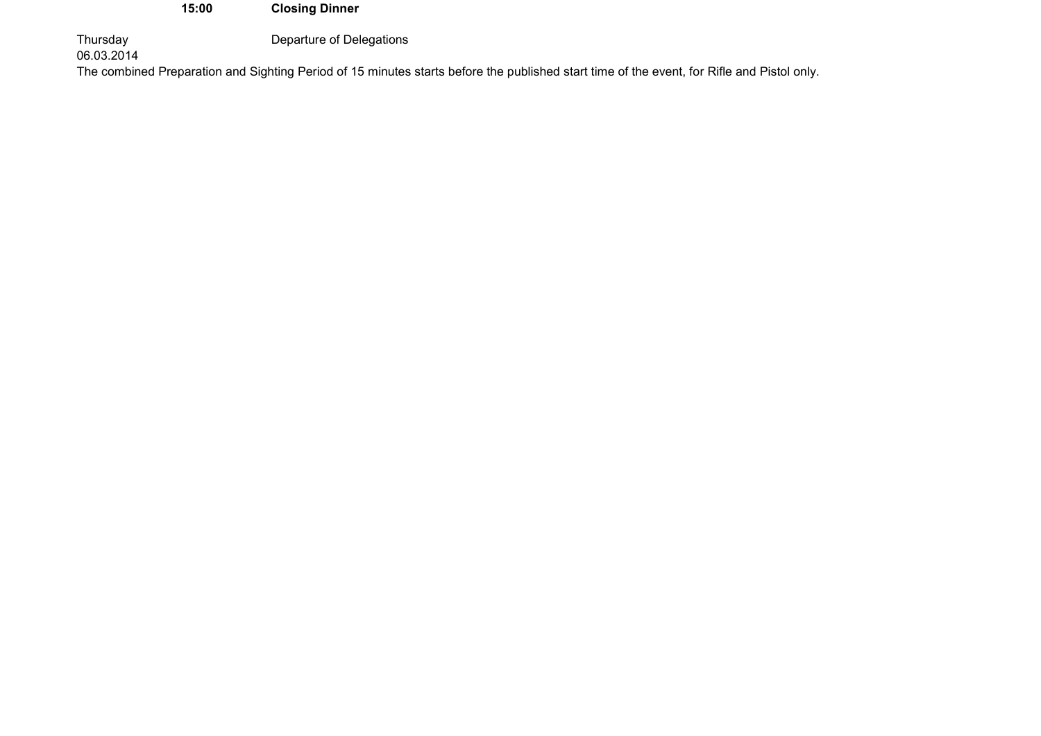| | | |
|---|---|---|
| | **15:00** | **Closing Dinner** |
| Thursday 06.03.2014 | | Departure of Delegations |

The combined Preparation and Sighting Period of 15 minutes starts before the published start time of the event, for Rifle and Pistol only.